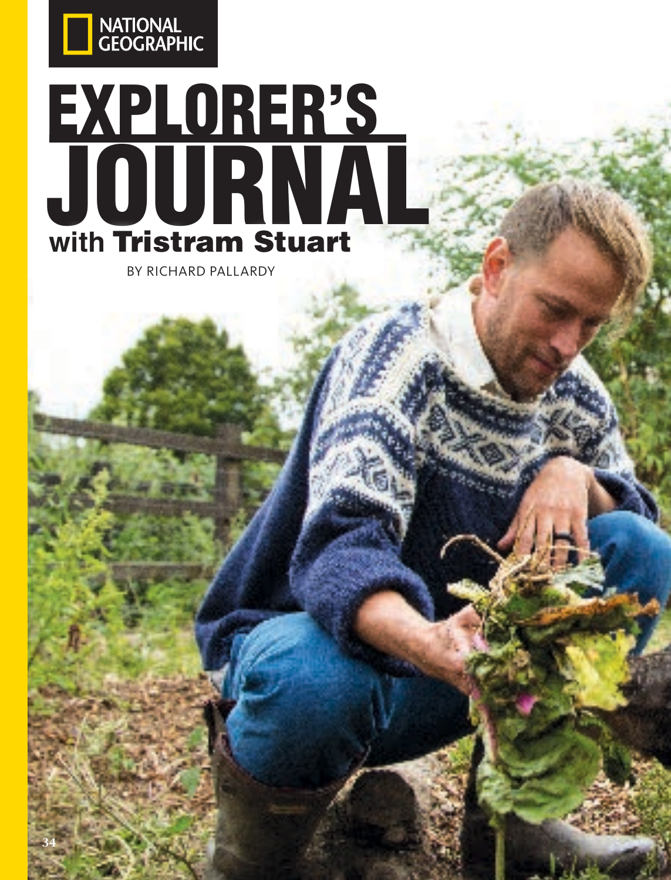NATIONAL GEOGRAPHIC

# EXPLORER'S JOURNAL

## with Tristram Stuart

BY RICHARD PALLARDY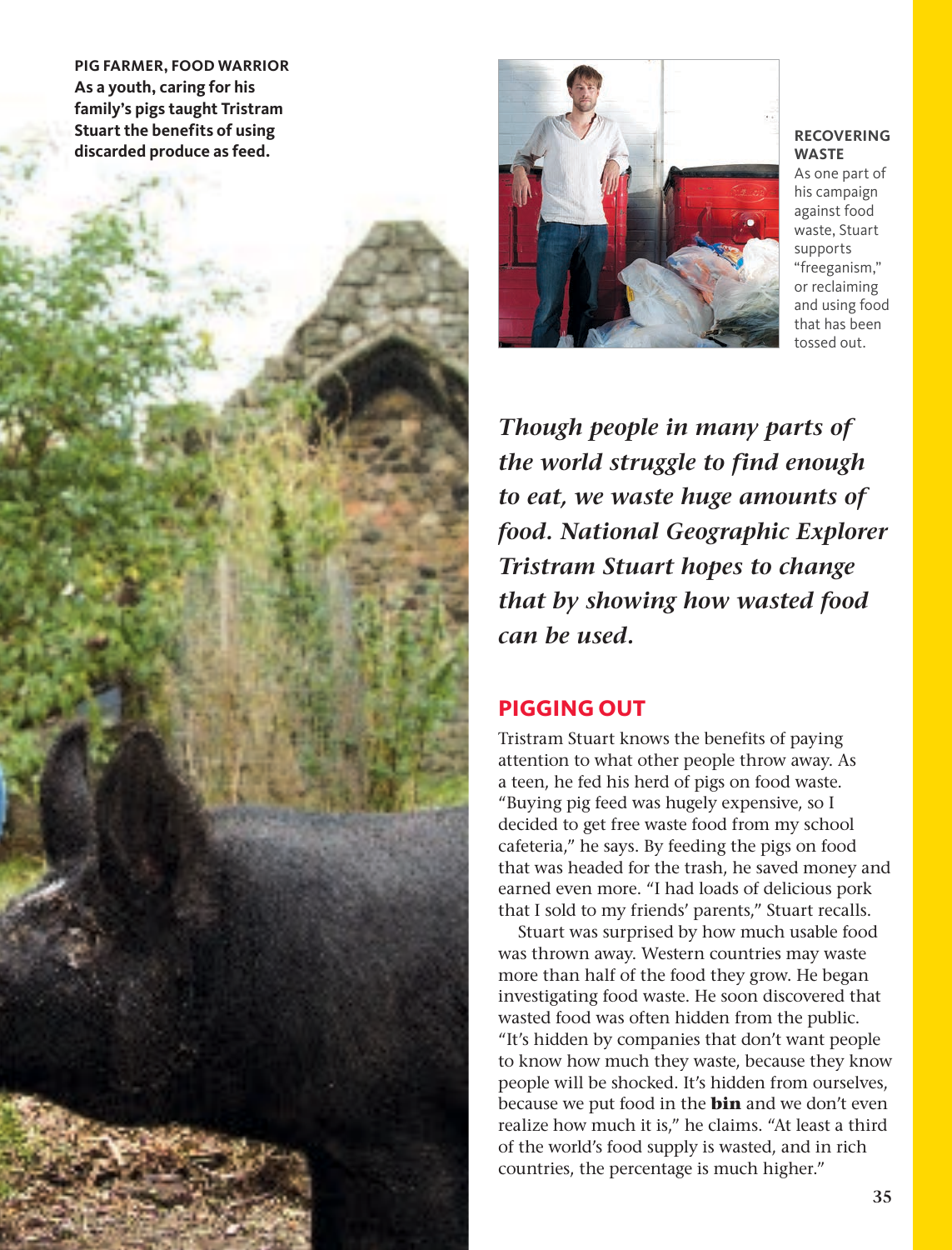**PIG FARMER, FOOD WARRIOR**
**As a youth, caring for his family's pigs taught Tristram Stuart the benefits of using discarded produce as feed.**

**RECOVERING WASTE**
As one part of his campaign against food waste, Stuart supports "freeganism," or reclaiming and using food that has been tossed out.

***Though people in many parts of the world struggle to find enough to eat, we waste huge amounts of food. National Geographic Explorer Tristram Stuart hopes to change that by showing how wasted food can be used.***

## PIGGING OUT

Tristram Stuart knows the benefits of paying attention to what other people throw away. As a teen, he fed his herd of pigs on food waste. "Buying pig feed was hugely expensive, so I decided to get free waste food from my school cafeteria," he says. By feeding the pigs on food that was headed for the trash, he saved money and earned even more. "I had loads of delicious pork that I sold to my friends' parents," Stuart recalls.

Stuart was surprised by how much usable food was thrown away. Western countries may waste more than half of the food they grow. He began investigating food waste. He soon discovered that wasted food was often hidden from the public. "It's hidden by companies that don't want people to know how much they waste, because they know people will be shocked. It's hidden from ourselves, because we put food in the **bin** and we don't even realize how much it is," he claims. "At least a third of the world's food supply is wasted, and in rich countries, the percentage is much higher."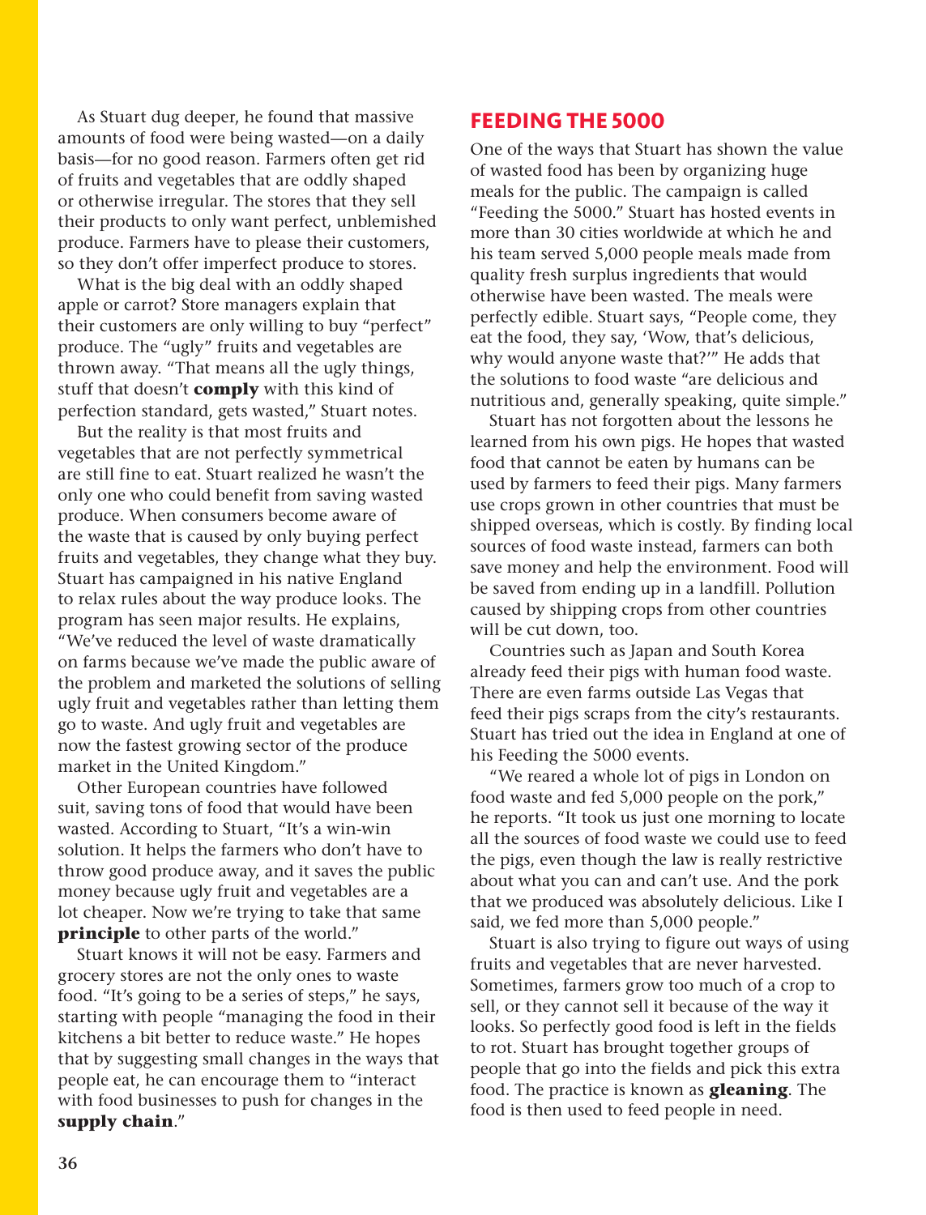As Stuart dug deeper, he found that massive amounts of food were being wasted—on a daily basis—for no good reason. Farmers often get rid of fruits and vegetables that are oddly shaped or otherwise irregular. The stores that they sell their products to only want perfect, unblemished produce. Farmers have to please their customers, so they don't offer imperfect produce to stores.

What is the big deal with an oddly shaped apple or carrot? Store managers explain that their customers are only willing to buy "perfect" produce. The "ugly" fruits and vegetables are thrown away. "That means all the ugly things, stuff that doesn't **comply** with this kind of perfection standard, gets wasted," Stuart notes.

But the reality is that most fruits and vegetables that are not perfectly symmetrical are still fine to eat. Stuart realized he wasn't the only one who could benefit from saving wasted produce. When consumers become aware of the waste that is caused by only buying perfect fruits and vegetables, they change what they buy. Stuart has campaigned in his native England to relax rules about the way produce looks. The program has seen major results. He explains, "We've reduced the level of waste dramatically on farms because we've made the public aware of the problem and marketed the solutions of selling ugly fruit and vegetables rather than letting them go to waste. And ugly fruit and vegetables are now the fastest growing sector of the produce market in the United Kingdom."

Other European countries have followed suit, saving tons of food that would have been wasted. According to Stuart, "It's a win-win solution. It helps the farmers who don't have to throw good produce away, and it saves the public money because ugly fruit and vegetables are a lot cheaper. Now we're trying to take that same **principle** to other parts of the world."

Stuart knows it will not be easy. Farmers and grocery stores are not the only ones to waste food. "It's going to be a series of steps," he says, starting with people "managing the food in their kitchens a bit better to reduce waste." He hopes that by suggesting small changes in the ways that people eat, he can encourage them to "interact with food businesses to push for changes in the **supply chain**."

## FEEDING THE 5000

One of the ways that Stuart has shown the value of wasted food has been by organizing huge meals for the public. The campaign is called "Feeding the 5000." Stuart has hosted events in more than 30 cities worldwide at which he and his team served 5,000 people meals made from quality fresh surplus ingredients that would otherwise have been wasted. The meals were perfectly edible. Stuart says, "People come, they eat the food, they say, 'Wow, that's delicious, why would anyone waste that?'" He adds that the solutions to food waste "are delicious and nutritious and, generally speaking, quite simple."

Stuart has not forgotten about the lessons he learned from his own pigs. He hopes that wasted food that cannot be eaten by humans can be used by farmers to feed their pigs. Many farmers use crops grown in other countries that must be shipped overseas, which is costly. By finding local sources of food waste instead, farmers can both save money and help the environment. Food will be saved from ending up in a landfill. Pollution caused by shipping crops from other countries will be cut down, too.

Countries such as Japan and South Korea already feed their pigs with human food waste. There are even farms outside Las Vegas that feed their pigs scraps from the city's restaurants. Stuart has tried out the idea in England at one of his Feeding the 5000 events.

"We reared a whole lot of pigs in London on food waste and fed 5,000 people on the pork," he reports. "It took us just one morning to locate all the sources of food waste we could use to feed the pigs, even though the law is really restrictive about what you can and can't use. And the pork that we produced was absolutely delicious. Like I said, we fed more than 5,000 people."

Stuart is also trying to figure out ways of using fruits and vegetables that are never harvested. Sometimes, farmers grow too much of a crop to sell, or they cannot sell it because of the way it looks. So perfectly good food is left in the fields to rot. Stuart has brought together groups of people that go into the fields and pick this extra food. The practice is known as **gleaning**. The food is then used to feed people in need.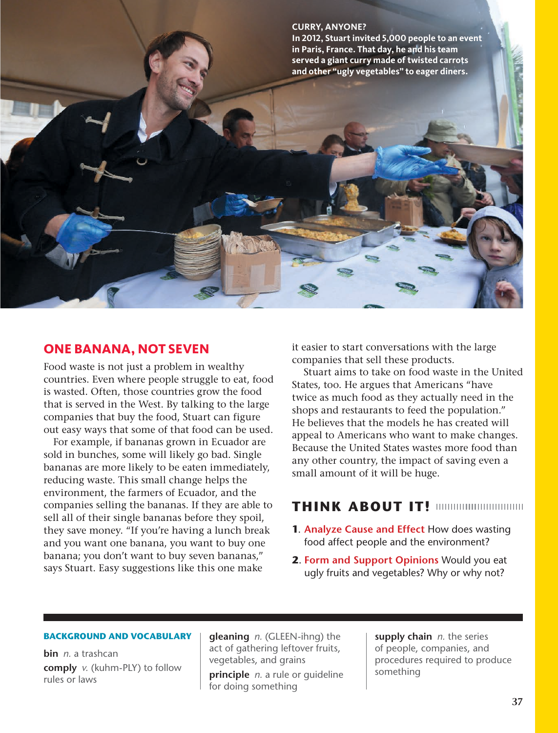**CURRY, ANYONE?**
**In 2012, Stuart invited 5,000 people to an event in Paris, France. That day, he and his team served a giant curry made of twisted carrots and other "ugly vegetables" to eager diners.**

## ONE BANANA, NOT SEVEN

Food waste is not just a problem in wealthy countries. Even where people struggle to eat, food is wasted. Often, those countries grow the food that is served in the West. By talking to the large companies that buy the food, Stuart can figure out easy ways that some of that food can be used.

For example, if bananas grown in Ecuador are sold in bunches, some will likely go bad. Single bananas are more likely to be eaten immediately, reducing waste. This small change helps the environment, the farmers of Ecuador, and the companies selling the bananas. If they are able to sell all of their single bananas before they spoil, they save money. "If you're having a lunch break and you want one banana, you want to buy one banana; you don't want to buy seven bananas," says Stuart. Easy suggestions like this one make it easier to start conversations with the large companies that sell these products.

Stuart aims to take on food waste in the United States, too. He argues that Americans "have twice as much food as they actually need in the shops and restaurants to feed the population." He believes that the models he has created will appeal to Americans who want to make changes. Because the United States wastes more food than any other country, the impact of saving even a small amount of it will be huge.

## THINK ABOUT IT!

1. **Analyze Cause and Effect** How does wasting food affect people and the environment?
2. **Form and Support Opinions** Would you eat ugly fruits and vegetables? Why or why not?

---

**BACKGROUND AND VOCABULARY**

**bin** *n.* a trashcan

**comply** *v.* (kuhm-PLY) to follow rules or laws

**gleaning** *n.* (GLEEN-ihng) the act of gathering leftover fruits, vegetables, and grains

**principle** *n.* a rule or guideline for doing something

**supply chain** *n.* the series of people, companies, and procedures required to produce something